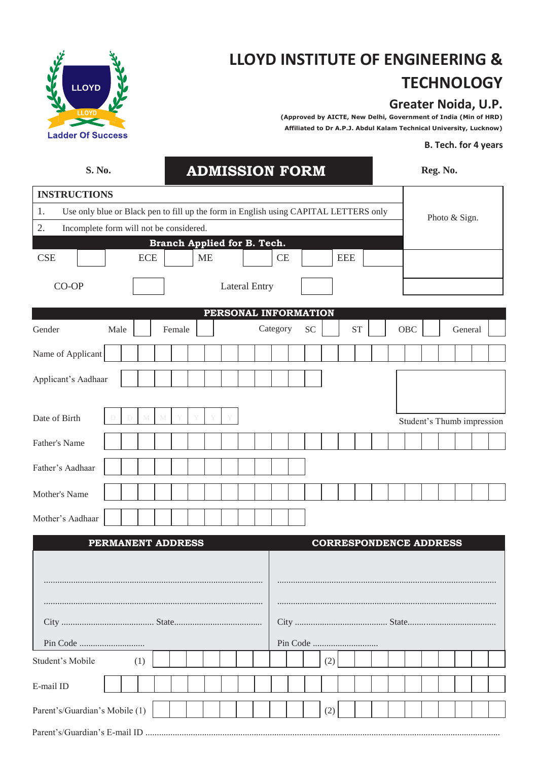LLOYD

Ladder Of Success

# LLOYD INSTITUTE OF ENGINEERING & TECHNOLOGY

## Greater Noida, U.P.

**(Approved by AICTE, New Delhi, Government of India (Min of HRD)**
**Affiliated to Dr A.P.J. Abdul Kalam Technical University, Lucknow)**

**B. Tech. for 4 years**

**S. No.** | **ADMISSION FORM** | **Reg. No.**

**INSTRUCTIONS**

1. Use only blue or Black pen to fill up the form in English using CAPITAL LETTERS only
2. Incomplete form will not be considered.

Photo & Sign.

**Branch Applied for B. Tech.**

CSE ☐ ECE ☐ ME ☐ CE ☐ EEE ☐

CO-OP ☐ Lateral Entry ☐

**PERSONAL INFORMATION**

Gender: Male ☐ Female ☐ Category: SC ☐ ST ☐ OBC ☐ General ☐

Name of Applicant

Applicant's Aadhaar

Date of Birth D D M M Y Y Y Y

Student's Thumb impression

Father's Name

Father's Aadhaar

Mother's Name

Mother's Aadhaar

| **PERMANENT ADDRESS** | **CORRESPONDENCE ADDRESS** |
|---|---|
| ................................................ | ................................................ |
| ................................................ | ................................................ |
| City ................ State................ | City ................ State................ |
| Pin Code ................ | Pin Code ................ |

Student's Mobile (1) (2)

E-mail ID

Parent's/Guardian's Mobile (1) (2)

Parent's/Guardian's E-mail ID ........................................................................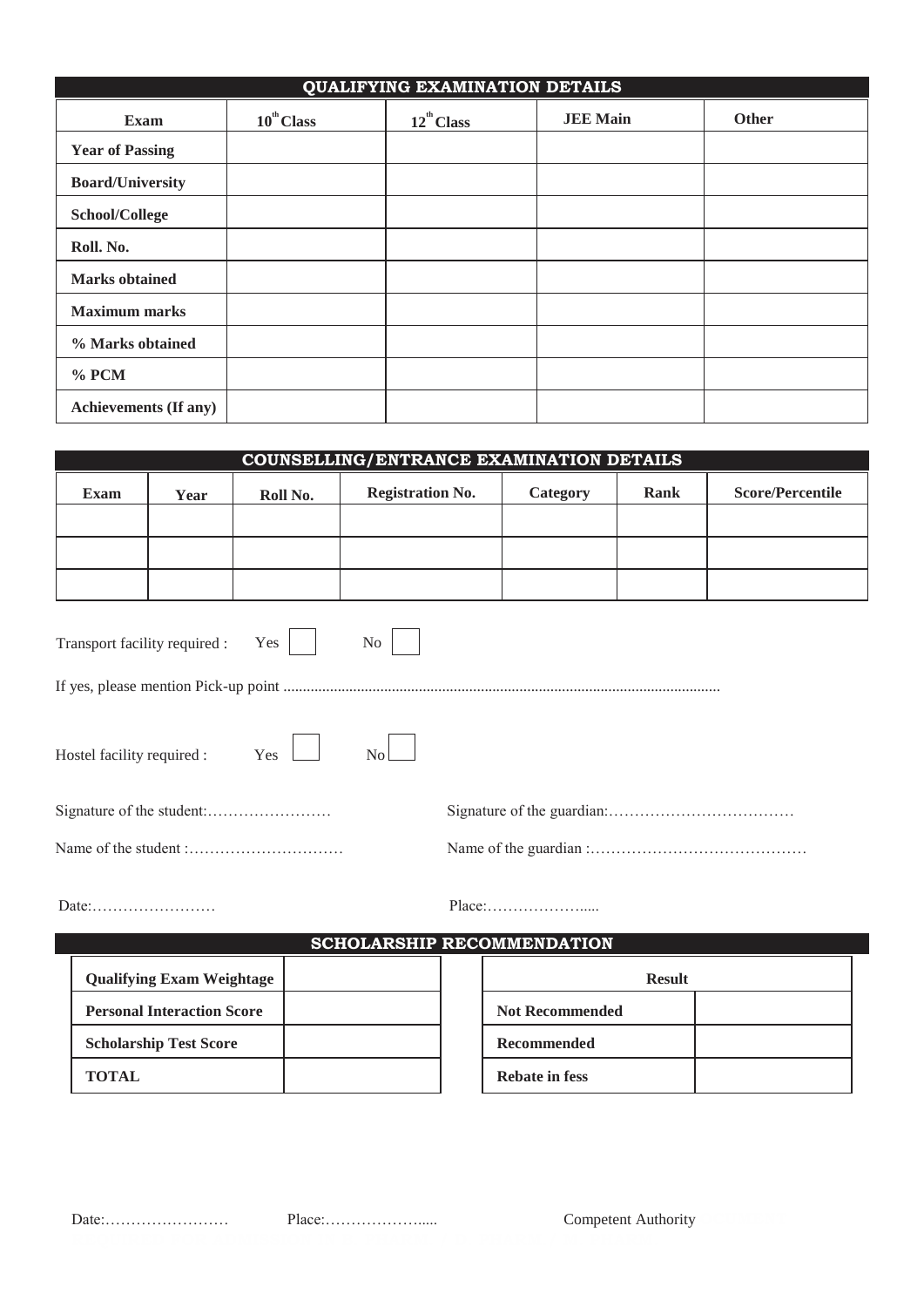## QUALIFYING EXAMINATION DETAILS

| Exam | $10^{th}$ Class | $12^{th}$ Class | JEE Main | Other |
|---|---|---|---|---|
| **Year of Passing** | | | | |
| **Board/University** | | | | |
| **School/College** | | | | |
| **Roll. No.** | | | | |
| **Marks obtained** | | | | |
| **Maximum marks** | | | | |
| **% Marks obtained** | | | | |
| **% PCM** | | | | |
| **Achievements (If any)** | | | | |

## COUNSELLING/ENTRANCE EXAMINATION DETAILS

| Exam | Year | Roll No. | Registration No. | Category | Rank | Score/Percentile |
|---|---|---|---|---|---|---|
| | | | | | | |
| | | | | | | |
| | | | | | | |

Transport facility required : Yes ☐ No ☐

If yes, please mention Pick-up point ................................................................................................................

Hostel facility required : Yes ☐ No ☐

Signature of the student:……………………

Signature of the guardian:………………………………

Name of the student :…………………………

Name of the guardian :……………………………………

Date:……………………

Place:………………....

## SCHOLARSHIP RECOMMENDATION

| | |
|---|---|
| **Qualifying Exam Weightage** | |
| **Personal Interaction Score** | |
| **Scholarship Test Score** | |
| **TOTAL** | |

| Result | |
|---|---|
| **Not Recommended** | |
| **Recommended** | |
| **Rebate in fess** | |

Date:…………………… Place:……………….... Competent Authority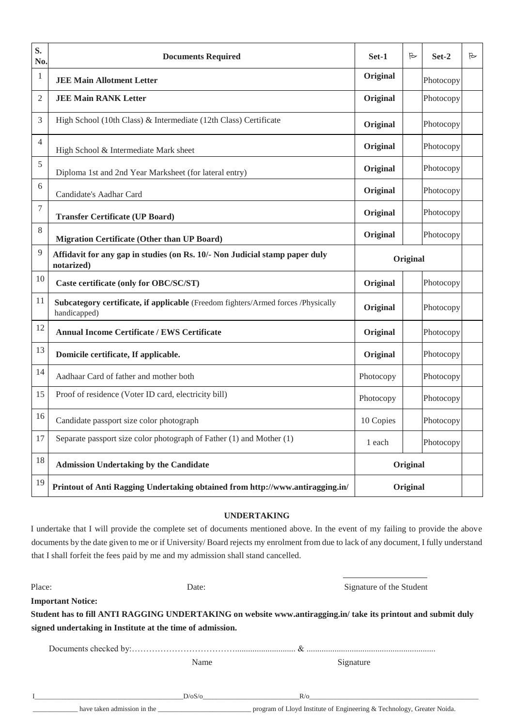| S. No. | Documents Required | Set-1 | ✓ | Set-2 | ✓ |
|---|---|---|---|---|---|
| 1 | **JEE Main Allotment Letter** | **Original** | | Photocopy | |
| 2 | **JEE Main RANK Letter** | **Original** | | Photocopy | |
| 3 | High School (10th Class) & Intermediate (12th Class) Certificate | **Original** | | Photocopy | |
| 4 | High School & Intermediate Mark sheet | **Original** | | Photocopy | |
| 5 | Diploma 1st and 2nd Year Marksheet (for lateral entry) | **Original** | | Photocopy | |
| 6 | Candidate's Aadhar Card | **Original** | | Photocopy | |
| 7 | **Transfer Certificate (UP Board)** | **Original** | | Photocopy | |
| 8 | **Migration Certificate (Other than UP Board)** | **Original** | | Photocopy | |
| 9 | **Affidavit for any gap in studies (on Rs. 10/- Non Judicial stamp paper duly notarized)** | **Original** | | | |
| 10 | **Caste certificate (only for OBC/SC/ST)** | **Original** | | Photocopy | |
| 11 | **Subcategory certificate, if applicable** (Freedom fighters/Armed forces /Physically handicapped) | **Original** | | Photocopy | |
| 12 | **Annual Income Certificate / EWS Certificate** | **Original** | | Photocopy | |
| 13 | **Domicile certificate, If applicable.** | **Original** | | Photocopy | |
| 14 | Aadhaar Card of father and mother both | Photocopy | | Photocopy | |
| 15 | Proof of residence (Voter ID card, electricity bill) | Photocopy | | Photocopy | |
| 16 | Candidate passport size color photograph | 10 Copies | | Photocopy | |
| 17 | Separate passport size color photograph of Father (1) and Mother (1) | 1 each | | Photocopy | |
| 18 | **Admission Undertaking by the Candidate** | **Original** | | | |
| 19 | **Printout of Anti Ragging Undertaking obtained from http://www.antiragging.in/** | **Original** | | | |

**UNDERTAKING**

I undertake that I will provide the complete set of documents mentioned above. In the event of my failing to provide the above documents by the date given to me or if University/ Board rejects my enrolment from due to lack of any document, I fully understand that I shall forfeit the fees paid by me and my admission shall stand cancelled.

Place: Date: Signature of the Student

**Important Notice:**

**Student has to fill ANTI RAGGING UNDERTAKING on website www.antiragging.in/ take its printout and submit duly signed undertaking in Institute at the time of admission.**

Documents checked by:…………………………………......................... & ...........................................................

Name Signature

I_______________________________________D/oS/o___________________________R/o_______________________________________________

_____________ have taken admission in the __________________________ program of Lloyd Institute of Engineering & Technology, Greater Noida.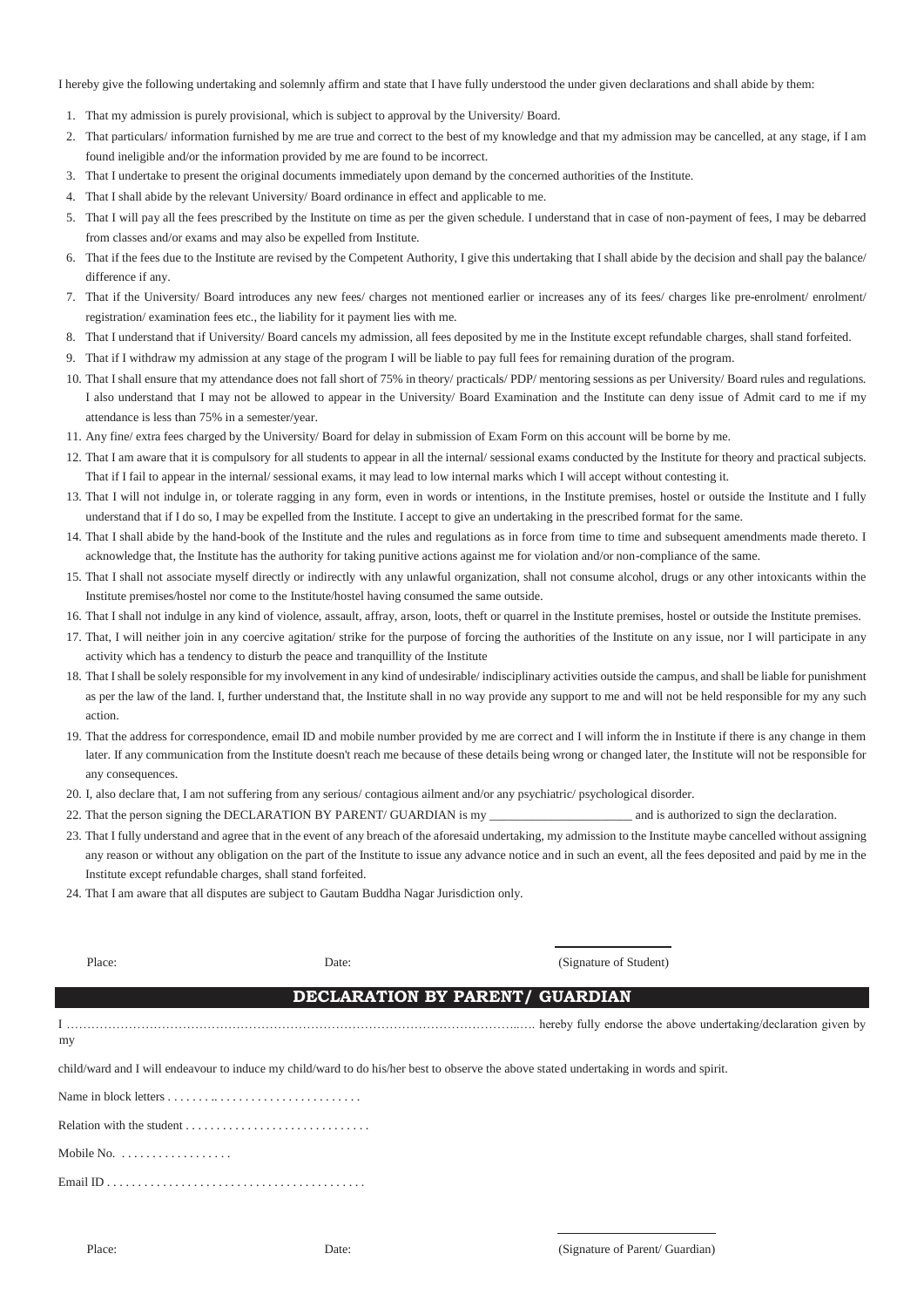I hereby give the following undertaking and solemnly affirm and state that I have fully understood the under given declarations and shall abide by them:

1. That my admission is purely provisional, which is subject to approval by the University/ Board.
2. That particulars/ information furnished by me are true and correct to the best of my knowledge and that my admission may be cancelled, at any stage, if I am found ineligible and/or the information provided by me are found to be incorrect.
3. That I undertake to present the original documents immediately upon demand by the concerned authorities of the Institute.
4. That I shall abide by the relevant University/ Board ordinance in effect and applicable to me.
5. That I will pay all the fees prescribed by the Institute on time as per the given schedule. I understand that in case of non-payment of fees, I may be debarred from classes and/or exams and may also be expelled from Institute.
6. That if the fees due to the Institute are revised by the Competent Authority, I give this undertaking that I shall abide by the decision and shall pay the balance/ difference if any.
7. That if the University/ Board introduces any new fees/ charges not mentioned earlier or increases any of its fees/ charges like pre-enrolment/ enrolment/ registration/ examination fees etc., the liability for it payment lies with me.
8. That I understand that if University/ Board cancels my admission, all fees deposited by me in the Institute except refundable charges, shall stand forfeited.
9. That if I withdraw my admission at any stage of the program I will be liable to pay full fees for remaining duration of the program.
10. That I shall ensure that my attendance does not fall short of 75% in theory/ practicals/ PDP/ mentoring sessions as per University/ Board rules and regulations. I also understand that I may not be allowed to appear in the University/ Board Examination and the Institute can deny issue of Admit card to me if my attendance is less than 75% in a semester/year.
11. Any fine/ extra fees charged by the University/ Board for delay in submission of Exam Form on this account will be borne by me.
12. That I am aware that it is compulsory for all students to appear in all the internal/ sessional exams conducted by the Institute for theory and practical subjects. That if I fail to appear in the internal/ sessional exams, it may lead to low internal marks which I will accept without contesting it.
13. That I will not indulge in, or tolerate ragging in any form, even in words or intentions, in the Institute premises, hostel or outside the Institute and I fully understand that if I do so, I may be expelled from the Institute. I accept to give an undertaking in the prescribed format for the same.
14. That I shall abide by the hand-book of the Institute and the rules and regulations as in force from time to time and subsequent amendments made thereto. I acknowledge that, the Institute has the authority for taking punitive actions against me for violation and/or non-compliance of the same.
15. That I shall not associate myself directly or indirectly with any unlawful organization, shall not consume alcohol, drugs or any other intoxicants within the Institute premises/hostel nor come to the Institute/hostel having consumed the same outside.
16. That I shall not indulge in any kind of violence, assault, affray, arson, loots, theft or quarrel in the Institute premises, hostel or outside the Institute premises.
17. That, I will neither join in any coercive agitation/ strike for the purpose of forcing the authorities of the Institute on any issue, nor I will participate in any activity which has a tendency to disturb the peace and tranquillity of the Institute
18. That I shall be solely responsible for my involvement in any kind of undesirable/ indisciplinary activities outside the campus, and shall be liable for punishment as per the law of the land. I, further understand that, the Institute shall in no way provide any support to me and will not be held responsible for my any such action.
19. That the address for correspondence, email ID and mobile number provided by me are correct and I will inform the in Institute if there is any change in them later. If any communication from the Institute doesn't reach me because of these details being wrong or changed later, the Institute will not be responsible for any consequences.
20. I, also declare that, I am not suffering from any serious/ contagious ailment and/or any psychiatric/ psychological disorder.
22. That the person signing the DECLARATION BY PARENT/ GUARDIAN is my ______________________ and is authorized to sign the declaration.
23. That I fully understand and agree that in the event of any breach of the aforesaid undertaking, my admission to the Institute maybe cancelled without assigning any reason or without any obligation on the part of the Institute to issue any advance notice and in such an event, all the fees deposited and paid by me in the Institute except refundable charges, shall stand forfeited.
24. That I am aware that all disputes are subject to Gautam Buddha Nagar Jurisdiction only.

Place: Date: (Signature of Student)

## DECLARATION BY PARENT/ GUARDIAN

I …………………………………………………………………………………………………..…. hereby fully endorse the above undertaking/declaration given by my child/ward and I will endeavour to induce my child/ward to do his/her best to observe the above stated undertaking in words and spirit.

Name in block letters . . . . . . . . . . . . . . . . . . . . . . . . . . . . . . . . .

Relation with the student . . . . . . . . . . . . . . . . . . . . . . . . . . . . .

Mobile No. . . . . . . . . . . . . . . . . . .

Email ID . . . . . . . . . . . . . . . . . . . . . . . . . . . . . . . . . . . . . . . . . .

Place: Date: (Signature of Parent/ Guardian)